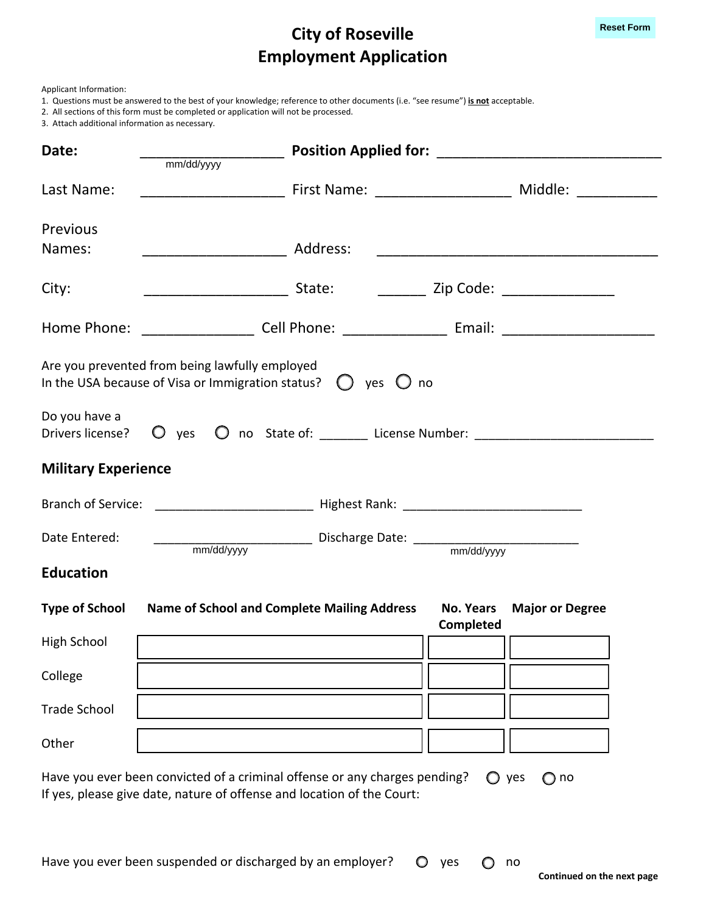# City of Roseville
# Employment Application

Reset Form

Applicant Information:
1. Questions must be answered to the best of your knowledge; reference to other documents (i.e. "see resume") **is not** acceptable.
2. All sections of this form must be completed or application will not be processed.
3. Attach additional information as necessary.

**Date:** ___________________ (mm/dd/yyyy) **Position Applied for:** ______________________________

Last Name: ___________________ First Name: __________________ Middle: __________

Previous Names: ___________________ Address: _____________________________________

City: ___________________ State: ______ Zip Code: _______________

Home Phone: _______________ Cell Phone: ______________ Email: ____________________

Are you prevented from being lawfully employed In the USA because of Visa or Immigration status? ○ yes ○ no

Do you have a Drivers license? ○ yes ○ no State of: _______ License Number: __________________________

## Military Experience

Branch of Service: _______________________ Highest Rank: __________________________

Date Entered: _______________________ (mm/dd/yyyy) Discharge Date: ________________________ (mm/dd/yyyy)

## Education

| Type of School | Name of School and Complete Mailing Address | No. Years Completed | Major or Degree |
|---|---|---|---|
| High School | | | |
| College | | | |
| Trade School | | | |
| Other | | | |

Have you ever been convicted of a criminal offense or any charges pending? ○ yes ○ no
If yes, please give date, nature of offense and location of the Court:

Have you ever been suspended or discharged by an employer? ○ yes ○ no

**Continued on the next page**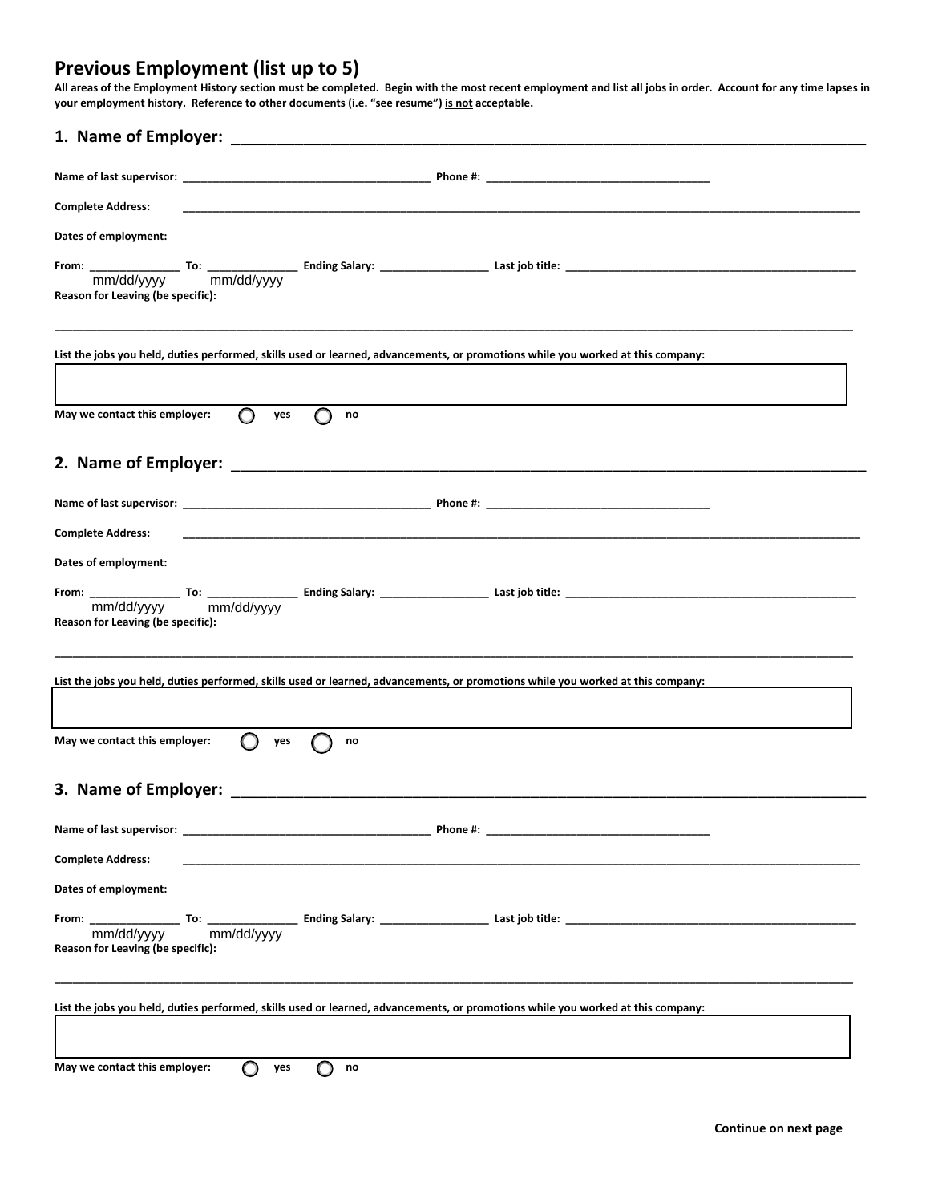## Previous Employment (list up to 5)

**All areas of the Employment History section must be completed. Begin with the most recent employment and list all jobs in order. Account for any time lapses in your employment history. Reference to other documents (i.e. "see resume") <u>is not</u> acceptable.**

### 1. Name of Employer: ______________________________________________

**Name of last supervisor:** ________________________ **Phone #:** ________________________

**Complete Address:** ______________________________________________

**Dates of employment:**

**From:** ______________ **To:** ______________ **Ending Salary:** ______________ **Last job title:** ______________________
mm/dd/yyyy mm/dd/yyyy

**Reason for Leaving (be specific):**

______________________________________________

**List the jobs you held, duties performed, skills used or learned, advancements, or promotions while you worked at this company:**

**May we contact this employer:** ◯ **yes** ◯ **no**

### 2. Name of Employer: ______________________________________________

**Name of last supervisor:** ________________________ **Phone #:** ________________________

**Complete Address:** ______________________________________________

**Dates of employment:**

**From:** ______________ **To:** ______________ **Ending Salary:** ______________ **Last job title:** ______________________
mm/dd/yyyy mm/dd/yyyy

**Reason for Leaving (be specific):**

______________________________________________

**List the jobs you held, duties performed, skills used or learned, advancements, or promotions while you worked at this company:**

**May we contact this employer:** ◯ **yes** ◯ **no**

### 3. Name of Employer: ______________________________________________

**Name of last supervisor:** ________________________ **Phone #:** ________________________

**Complete Address:** ______________________________________________

**Dates of employment:**

**From:** ______________ **To:** ______________ **Ending Salary:** ______________ **Last job title:** ______________________
mm/dd/yyyy mm/dd/yyyy

**Reason for Leaving (be specific):**

______________________________________________

**List the jobs you held, duties performed, skills used or learned, advancements, or promotions while you worked at this company:**

**May we contact this employer:** ◯ **yes** ◯ **no**

**Continue on next page**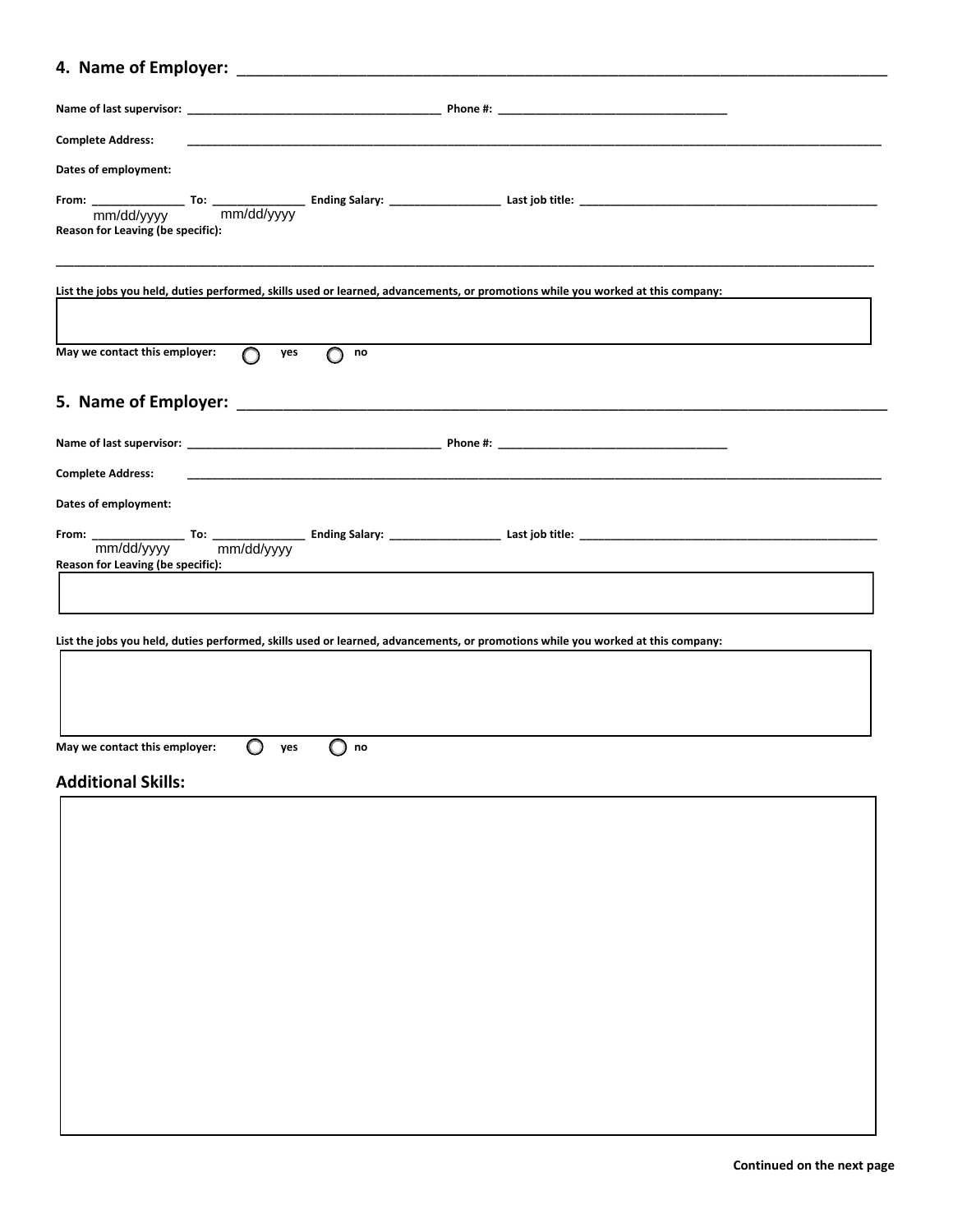## 4. Name of Employer: ______________________________________________

**Name of last supervisor:** ______________________________ **Phone #:** ____________________________

**Complete Address:** ______________________________________________________________

**Dates of employment:**

**From:** _______________ **To:** _______________ **Ending Salary:** __________________ **Last job title:** ______________________________
mm/dd/yyyy mm/dd/yyyy

**Reason for Leaving (be specific):**

______________________________________________________________________________

**List the jobs you held, duties performed, skills used or learned, advancements, or promotions while you worked at this company:**

**May we contact this employer:** ◯ **yes** ◯ **no**

## 5. Name of Employer: ______________________________________________

**Name of last supervisor:** ______________________________ **Phone #:** ____________________________

**Complete Address:** ______________________________________________________________

**Dates of employment:**

**From:** _______________ **To:** _______________ **Ending Salary:** __________________ **Last job title:** ______________________________
mm/dd/yyyy mm/dd/yyyy

**Reason for Leaving (be specific):**

**List the jobs you held, duties performed, skills used or learned, advancements, or promotions while you worked at this company:**

**May we contact this employer:** ◯ **yes** ◯ **no**

## Additional Skills:

**Continued on the next page**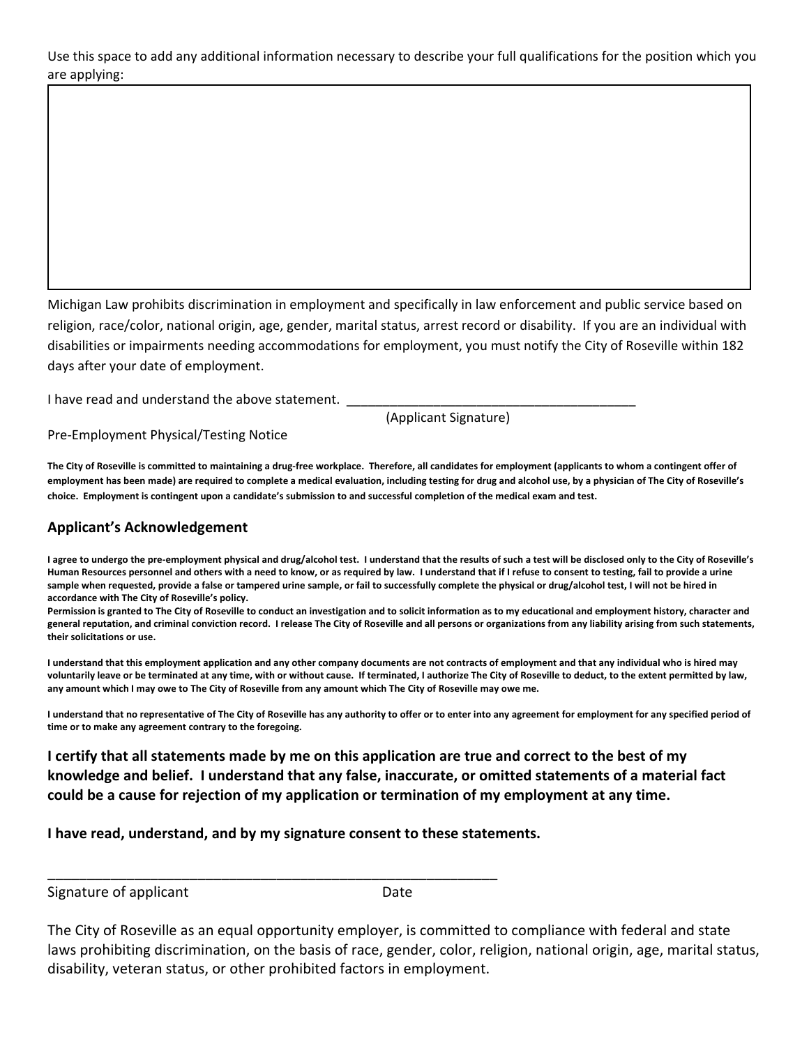Use this space to add any additional information necessary to describe your full qualifications for the position which you are applying:

|   |
|---|
|   |

Michigan Law prohibits discrimination in employment and specifically in law enforcement and public service based on religion, race/color, national origin, age, gender, marital status, arrest record or disability. If you are an individual with disabilities or impairments needing accommodations for employment, you must notify the City of Roseville within 182 days after your date of employment.

I have read and understand the above statement. \_\_\_\_\_\_\_\_\_\_\_\_\_\_\_\_\_\_\_\_\_\_\_\_\_\_\_\_\_\_\_\_\_\_\_\_\_\_\_\_\_\_\_\_\_\_

(Applicant Signature)

Pre-Employment Physical/Testing Notice

**The City of Roseville is committed to maintaining a drug-free workplace. Therefore, all candidates for employment (applicants to whom a contingent offer of employment has been made) are required to complete a medical evaluation, including testing for drug and alcohol use, by a physician of The City of Roseville's choice. Employment is contingent upon a candidate's submission to and successful completion of the medical exam and test.**

## Applicant's Acknowledgement

**I agree to undergo the pre-employment physical and drug/alcohol test. I understand that the results of such a test will be disclosed only to the City of Roseville's Human Resources personnel and others with a need to know, or as required by law. I understand that if I refuse to consent to testing, fail to provide a urine sample when requested, provide a false or tampered urine sample, or fail to successfully complete the physical or drug/alcohol test, I will not be hired in accordance with The City of Roseville's policy.**

**Permission is granted to The City of Roseville to conduct an investigation and to solicit information as to my educational and employment history, character and general reputation, and criminal conviction record. I release The City of Roseville and all persons or organizations from any liability arising from such statements, their solicitations or use.**

**I understand that this employment application and any other company documents are not contracts of employment and that any individual who is hired may voluntarily leave or be terminated at any time, with or without cause. If terminated, I authorize The City of Roseville to deduct, to the extent permitted by law, any amount which I may owe to The City of Roseville from any amount which The City of Roseville may owe me.**

**I understand that no representative of The City of Roseville has any authority to offer or to enter into any agreement for employment for any specified period of time or to make any agreement contrary to the foregoing.**

**I certify that all statements made by me on this application are true and correct to the best of my knowledge and belief. I understand that any false, inaccurate, or omitted statements of a material fact could be a cause for rejection of my application or termination of my employment at any time.**

**I have read, understand, and by my signature consent to these statements.**

\_\_\_\_\_\_\_\_\_\_\_\_\_\_\_\_\_\_\_\_\_\_\_\_\_\_\_\_\_\_\_\_\_\_\_\_\_\_\_\_\_\_\_\_\_\_\_\_\_\_\_\_\_\_\_\_\_\_\_\_\_\_\_\_\_\_\_\_\_\_

Signature of applicant                                        Date

The City of Roseville as an equal opportunity employer, is committed to compliance with federal and state laws prohibiting discrimination, on the basis of race, gender, color, religion, national origin, age, marital status, disability, veteran status, or other prohibited factors in employment.